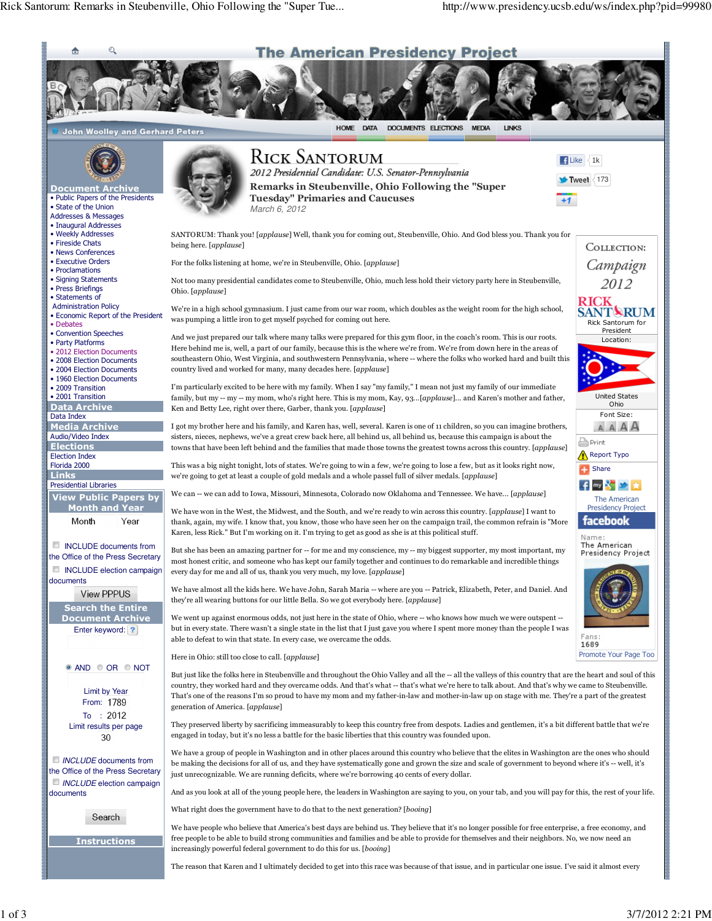# Rick Santorum

*2012 Presidential Candidate: U.S. Senator-Pennsylvania*

## Remarks in Steubenville, Ohio Following the "Super Tuesday" Primaries and Caucuses

March 6, 2012

SANTORUM: Thank you! [applause] Well, thank you for coming out, Steubenville, Ohio. And God bless you. Thank you for being here. [applause]

For the folks listening at home, we're in Steubenville, Ohio. [applause]

Not too many presidential candidates come to Steubenville, Ohio, much less hold their victory party here in Steubenville, Ohio. [applause]

We're in a high school gymnasium. I just came from our war room, which doubles as the weight room for the high school, was pumping a little iron to get myself psyched for coming out here.

And we just prepared our talk where many talks were prepared for this gym floor, in the coach's room. This is our roots. Here behind me is, well, a part of our family, because this is the where we're from. We're from down here in the areas of southeastern Ohio, West Virginia, and southwestern Pennsylvania, where -- where the folks who worked hard and built this country lived and worked for many, many decades here. [applause]

I'm particularly excited to be here with my family. When I say "my family," I mean not just my family of our immediate family, but my -- my -- my mom, who's right here. This is my mom, Kay, 93...[applause]... and Karen's mother and father, Ken and Betty Lee, right over there, Garber, thank you. [applause]

I got my brother here and his family, and Karen has, well, several. Karen is one of 11 children, so you can imagine brothers, sisters, nieces, nephews, we've a great crew back here, all behind us, all behind us, because this campaign is about the towns that have been left behind and the families that made those towns the greatest towns across this country. [applause]

This was a big night tonight, lots of states. We're going to win a few, we're going to lose a few, but as it looks right now, we're going to get at least a couple of gold medals and a whole passel full of silver medals. [applause]

We can -- we can add to Iowa, Missouri, Minnesota, Colorado now Oklahoma and Tennessee. We have... [applause]

We have won in the West, the Midwest, and the South, and we're ready to win across this country. [applause] I want to thank, again, my wife. I know that you, you know, those who have seen her on the campaign trail, the common refrain is "More Karen, less Rick." But I'm working on it. I'm trying to get as good as she is at this political stuff.

But she has been an amazing partner for -- for me and my conscience, my -- my biggest supporter, my most important, my most honest critic, and someone who has kept our family together and continues to do remarkable and incredible things every day for me and all of us, thank you very much, my love. [applause]

We have almost all the kids here. We have John, Sarah Maria -- where are you -- Patrick, Elizabeth, Peter, and Daniel. And they're all wearing buttons for our little Bella. So we got everybody here. [applause]

We went up against enormous odds, not just here in the state of Ohio, where -- who knows how much we were outspent -- but in every state. There wasn't a single state in the list that I just gave you where I spent more money than the people I was able to defeat to win that state. In every case, we overcame the odds.

Here in Ohio: still too close to call. [applause]

But just like the folks here in Steubenville and throughout the Ohio Valley and all the -- all the valleys of this country that are the heart and soul of this country, they worked hard and they overcame odds. And that's what -- that's what we're here to talk about. And that's why we came to Steubenville. That's one of the reasons I'm so proud to have my mom and my father-in-law and mother-in-law up on stage with me. They're a part of the greatest generation of America. [applause]

They preserved liberty by sacrificing immeasurably to keep this country free from despots. Ladies and gentlemen, it's a bit different battle that we're engaged in today, but it's no less a battle for the basic liberties that this country was founded upon.

We have a group of people in Washington and in other places around this country who believe that the elites in Washington are the ones who should be making the decisions for all of us, and they have systematically gone and grown the size and scale of government to beyond where it's -- well, it's just unrecognizable. We are running deficits, where we're borrowing 40 cents of every dollar.

And as you look at all of the young people here, the leaders in Washington are saying to you, on your tab, and you will pay for this, the rest of your life.

What right does the government have to do that to the next generation? [booing]

We have people who believe that America's best days are behind us. They believe that it's no longer possible for free enterprise, a free economy, and free people to be able to build strong communities and families and be able to provide for themselves and their neighbors. No, we now need an increasingly powerful federal government to do this for us. [booing]

The reason that Karen and I ultimately decided to get into this race was because of that issue, and in particular one issue. I've said it almost every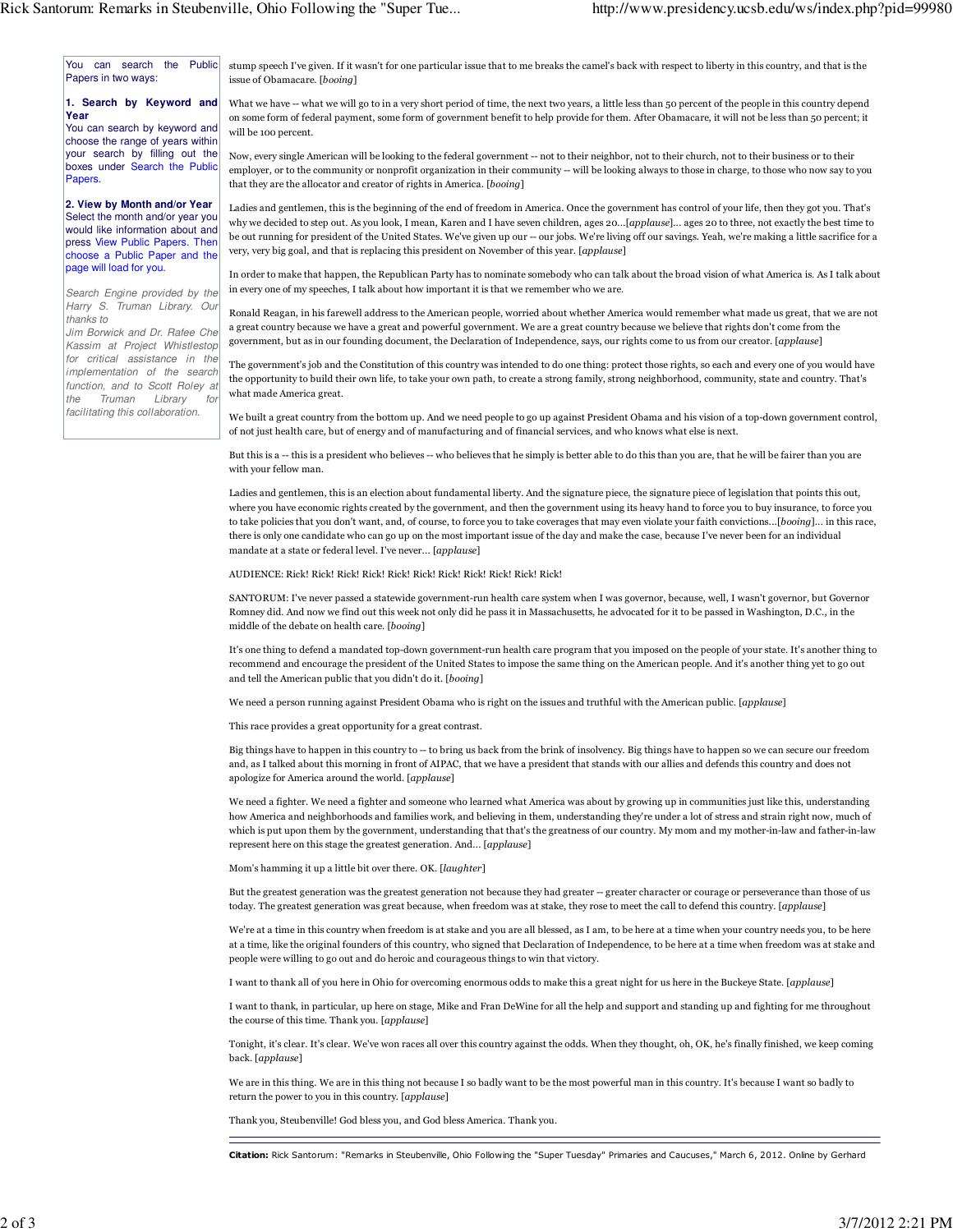You can search the Public Papers in two ways:

**1. Search by Keyword and Year**
You can search by keyword and choose the range of years within your search by filling out the boxes under Search the Public Papers.

**2. View by Month and/or Year**
Select the month and/or year you would like information about and press View Public Papers. Then choose a Public Paper and the page will load for you.

*Search Engine provided by the Harry S. Truman Library. Our thanks to Jim Borwick and Dr. Rafee Che Kassim at Project Whistlestop for critical assistance in the implementation of the search function, and to Scott Roley at the Truman Library for facilitating this collaboration.*

stump speech I've given. If it wasn't for one particular issue that to me breaks the camel's back with respect to liberty in this country, and that is the issue of Obamacare. [*booing*]

What we have -- what we will go to in a very short period of time, the next two years, a little less than 50 percent of the people in this country depend on some form of federal payment, some form of government benefit to help provide for them. After Obamacare, it will not be less than 50 percent; it will be 100 percent.

Now, every single American will be looking to the federal government -- not to their neighbor, not to their church, not to their business or to their employer, or to the community or nonprofit organization in their community -- will be looking always to those in charge, to those who now say to you that they are the allocator and creator of rights in America. [*booing*]

Ladies and gentlemen, this is the beginning of the end of freedom in America. Once the government has control of your life, then they got you. That's why we decided to step out. As you look, I mean, Karen and I have seven children, ages 20...[*applause*]... ages 20 to three, not exactly the best time to be out running for president of the United States. We've given up our -- our jobs. We're living off our savings. Yeah, we're making a little sacrifice for a very, very big goal, and that is replacing this president on November of this year. [*applause*]

In order to make that happen, the Republican Party has to nominate somebody who can talk about the broad vision of what America is. As I talk about in every one of my speeches, I talk about how important it is that we remember who we are.

Ronald Reagan, in his farewell address to the American people, worried about whether America would remember what made us great, that we are not a great country because we have a great and powerful government. We are a great country because we believe that rights don't come from the government, but as in our founding document, the Declaration of Independence, says, our rights come to us from our creator. [*applause*]

The government's job and the Constitution of this country was intended to do one thing: protect those rights, so each and every one of you would have the opportunity to build their own life, to take your own path, to create a strong family, strong neighborhood, community, state and country. That's what made America great.

We built a great country from the bottom up. And we need people to go up against President Obama and his vision of a top-down government control, of not just health care, but of energy and of manufacturing and of financial services, and who knows what else is next.

But this is a -- this is a president who believes -- who believes that he simply is better able to do this than you are, that he will be fairer than you are with your fellow man.

Ladies and gentlemen, this is an election about fundamental liberty. And the signature piece, the signature piece of legislation that points this out, where you have economic rights created by the government, and then the government using its heavy hand to force you to buy insurance, to force you to take policies that you don't want, and, of course, to force you to take coverages that may even violate your faith convictions...[*booing*]... in this race, there is only one candidate who can go up on the most important issue of the day and make the case, because I've never been for an individual mandate at a state or federal level. I've never... [*applause*]

AUDIENCE: Rick! Rick! Rick! Rick! Rick! Rick! Rick! Rick! Rick! Rick! Rick!

SANTORUM: I've never passed a statewide government-run health care system when I was governor, because, well, I wasn't governor, but Governor Romney did. And now we find out this week not only did he pass it in Massachusetts, he advocated for it to be passed in Washington, D.C., in the middle of the debate on health care. [*booing*]

It's one thing to defend a mandated top-down government-run health care program that you imposed on the people of your state. It's another thing to recommend and encourage the president of the United States to impose the same thing on the American people. And it's another thing yet to go out and tell the American public that you didn't do it. [*booing*]

We need a person running against President Obama who is right on the issues and truthful with the American public. [*applause*]

This race provides a great opportunity for a great contrast.

Big things have to happen in this country to -- to bring us back from the brink of insolvency. Big things have to happen so we can secure our freedom and, as I talked about this morning in front of AIPAC, that we have a president that stands with our allies and defends this country and does not apologize for America around the world. [*applause*]

We need a fighter. We need a fighter and someone who learned what America was about by growing up in communities just like this, understanding how America and neighborhoods and families work, and believing in them, understanding they're under a lot of stress and strain right now, much of which is put upon them by the government, understanding that that's the greatness of our country. My mom and my mother-in-law and father-in-law represent here on this stage the greatest generation. And... [*applause*]

Mom's hamming it up a little bit over there. OK. [*laughter*]

But the greatest generation was the greatest generation not because they had greater -- greater character or courage or perseverance than those of us today. The greatest generation was great because, when freedom was at stake, they rose to meet the call to defend this country. [*applause*]

We're at a time in this country when freedom is at stake and you are all blessed, as I am, to be here at a time when your country needs you, to be here at a time, like the original founders of this country, who signed that Declaration of Independence, to be here at a time when freedom was at stake and people were willing to go out and do heroic and courageous things to win that victory.

I want to thank all of you here in Ohio for overcoming enormous odds to make this a great night for us here in the Buckeye State. [*applause*]

I want to thank, in particular, up here on stage, Mike and Fran DeWine for all the help and support and standing up and fighting for me throughout the course of this time. Thank you. [*applause*]

Tonight, it's clear. It's clear. We've won races all over this country against the odds. When they thought, oh, OK, he's finally finished, we keep coming back. [*applause*]

We are in this thing. We are in this thing not because I so badly want to be the most powerful man in this country. It's because I want so badly to return the power to you in this country. [*applause*]

Thank you, Steubenville! God bless you, and God bless America. Thank you.

---

**Citation:** Rick Santorum: "Remarks in Steubenville, Ohio Following the "Super Tuesday" Primaries and Caucuses," March 6, 2012. Online by Gerhard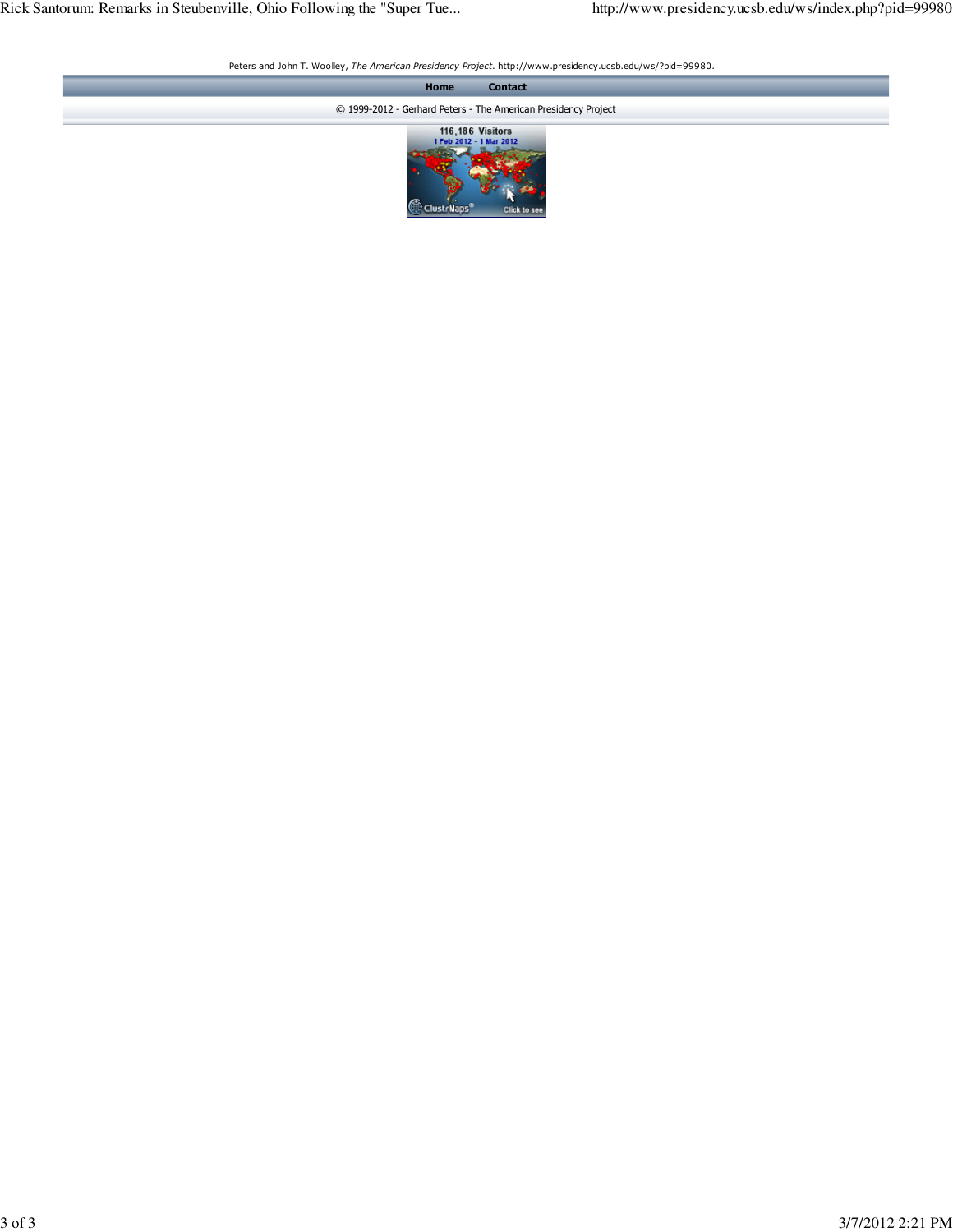Peters and John T. Woolley, *The American Presidency Project*. http://www.presidency.ucsb.edu/ws/?pid=99980.

**Home** **Contact**

© 1999-2012 - Gerhard Peters - The American Presidency Project